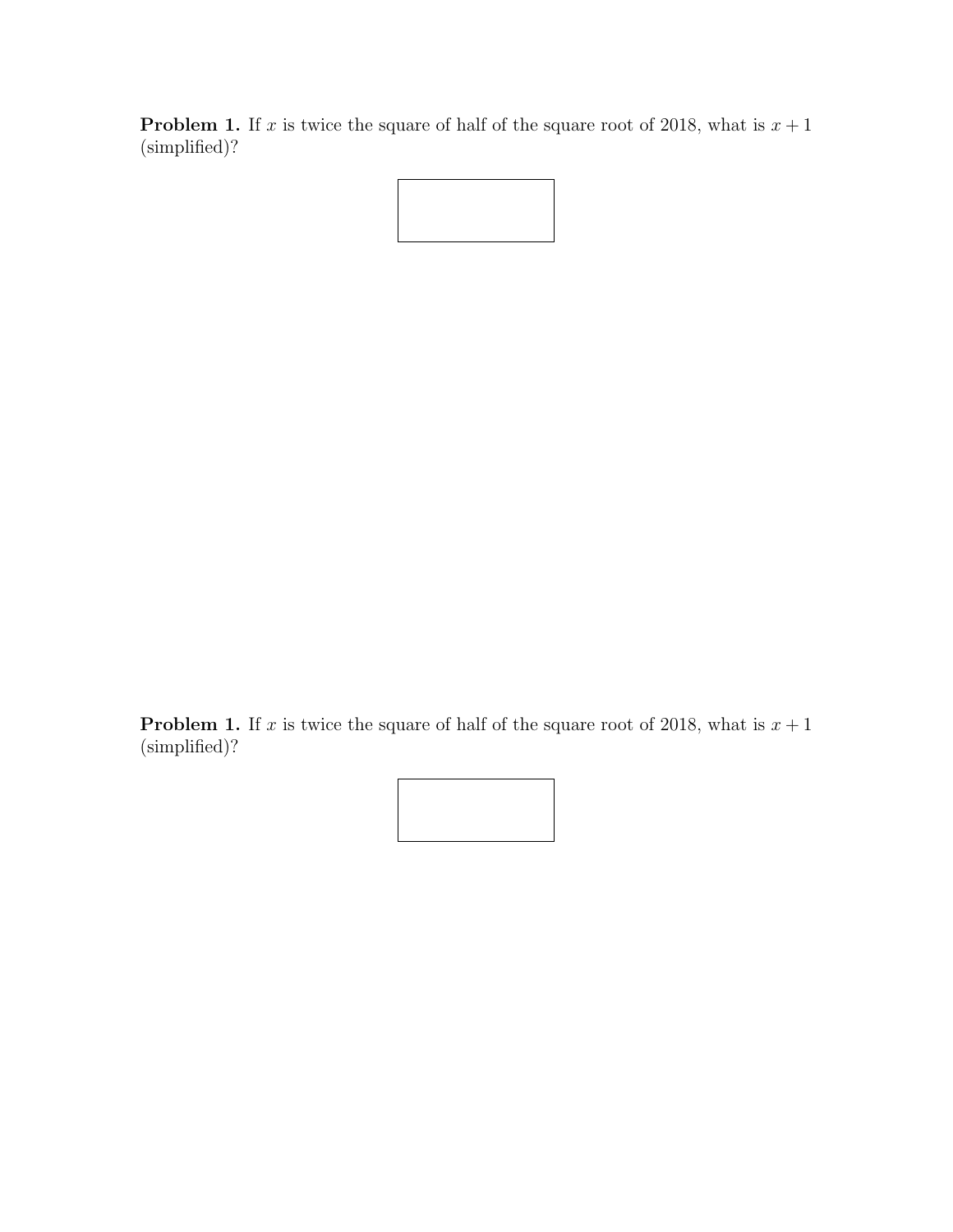**Problem 1.** If $x$ is twice the square of half of the square root of 2018, what is $x + 1$ (simplified)?

**Problem 1.** If $x$ is twice the square of half of the square root of 2018, what is $x + 1$ (simplified)?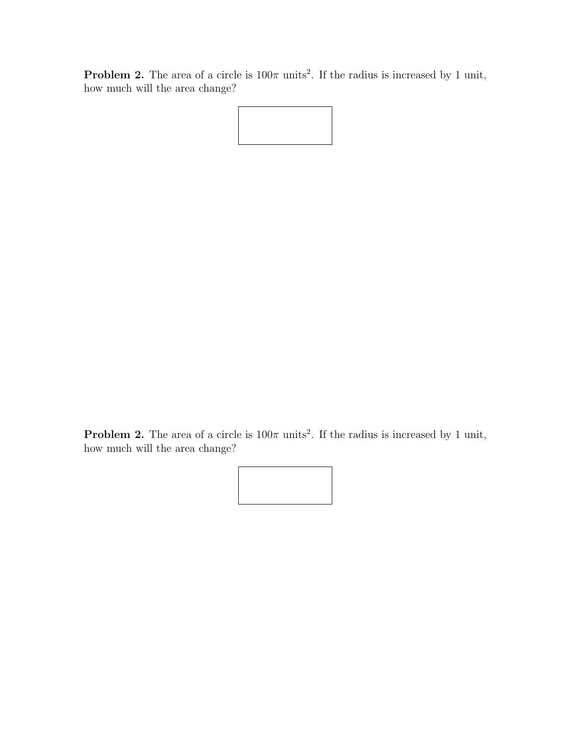**Problem 2.** The area of a circle is $100\pi$ units$^2$. If the radius is increased by 1 unit, how much will the area change?

**Problem 2.** The area of a circle is $100\pi$ units$^2$. If the radius is increased by 1 unit, how much will the area change?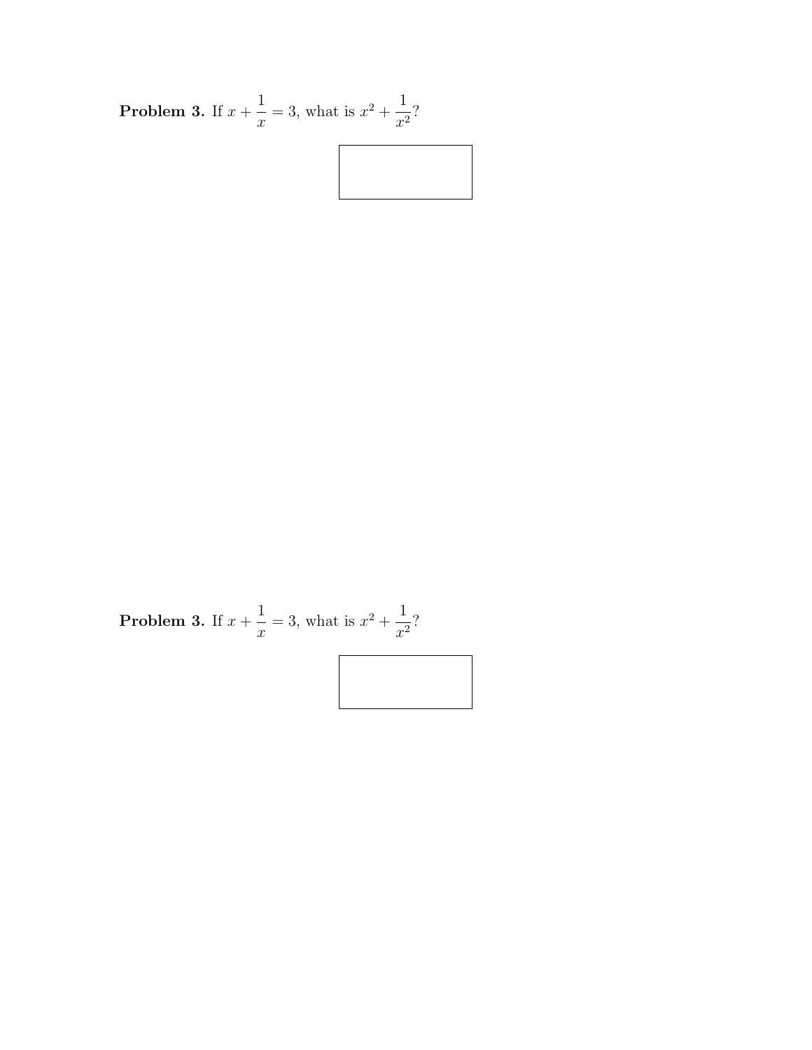**Problem 3.** If $x + \dfrac{1}{x} = 3$, what is $x^2 + \dfrac{1}{x^2}$?

**Problem 3.** If $x + \dfrac{1}{x} = 3$, what is $x^2 + \dfrac{1}{x^2}$?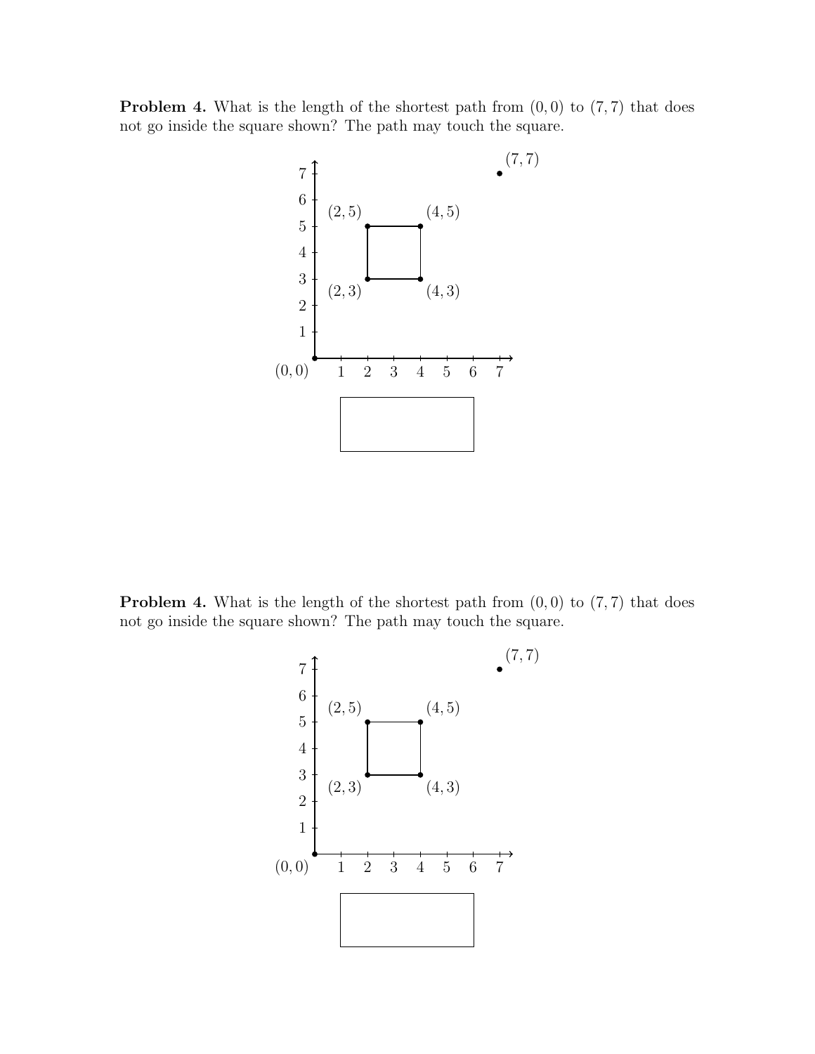**Problem 4.** What is the length of the shortest path from $(0, 0)$ to $(7, 7)$ that does not go inside the square shown? The path may touch the square.

(7, 7)

(2, 5) (4, 5)

(2, 3) (4, 3)

(0, 0)

1 2 3 4 5 6 7

1 2 3 4 5 6 7

**Problem 4.** What is the length of the shortest path from $(0, 0)$ to $(7, 7)$ that does not go inside the square shown? The path may touch the square.

(7, 7)

(2, 5) (4, 5)

(2, 3) (4, 3)

(0, 0)

1 2 3 4 5 6 7

1 2 3 4 5 6 7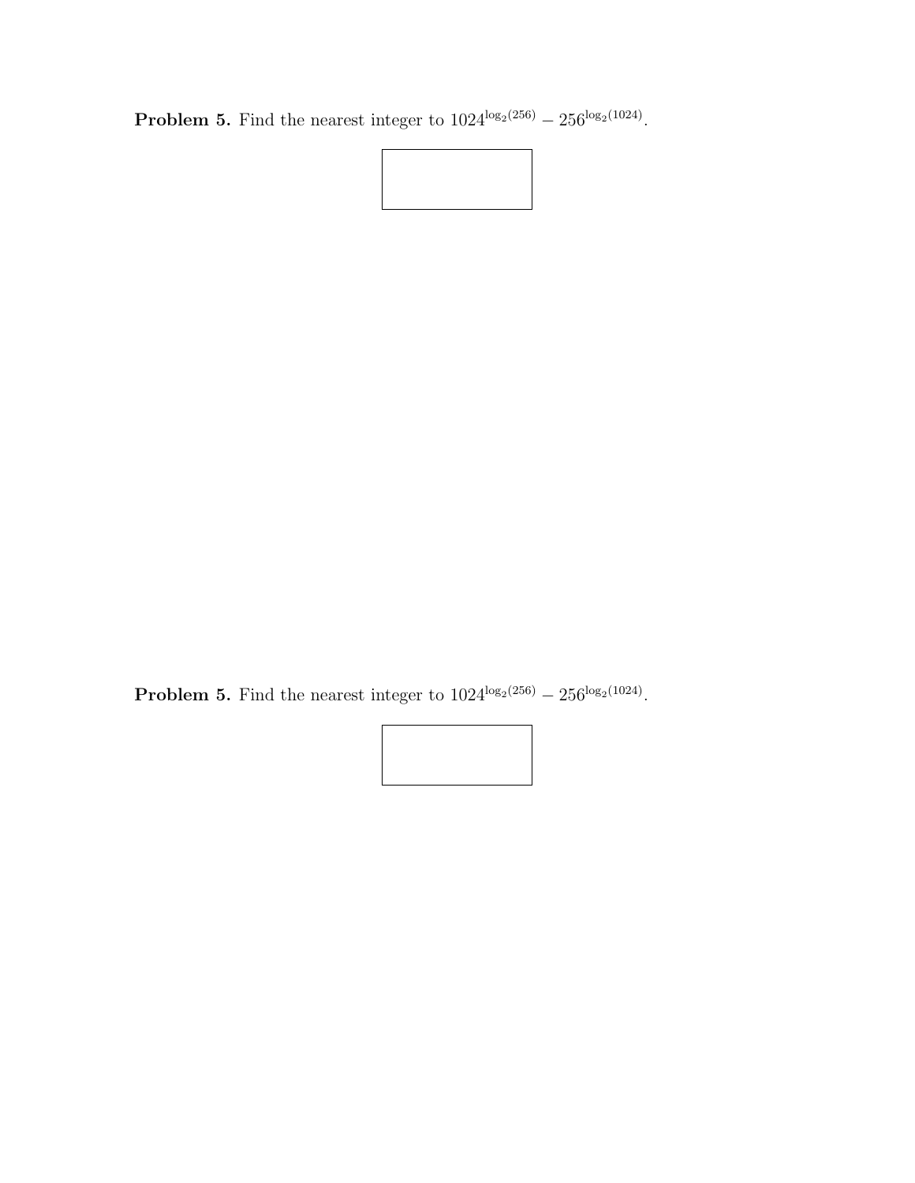**Problem 5.** Find the nearest integer to $1024^{\log_2(256)} - 256^{\log_2(1024)}$.

**Problem 5.** Find the nearest integer to $1024^{\log_2(256)} - 256^{\log_2(1024)}$.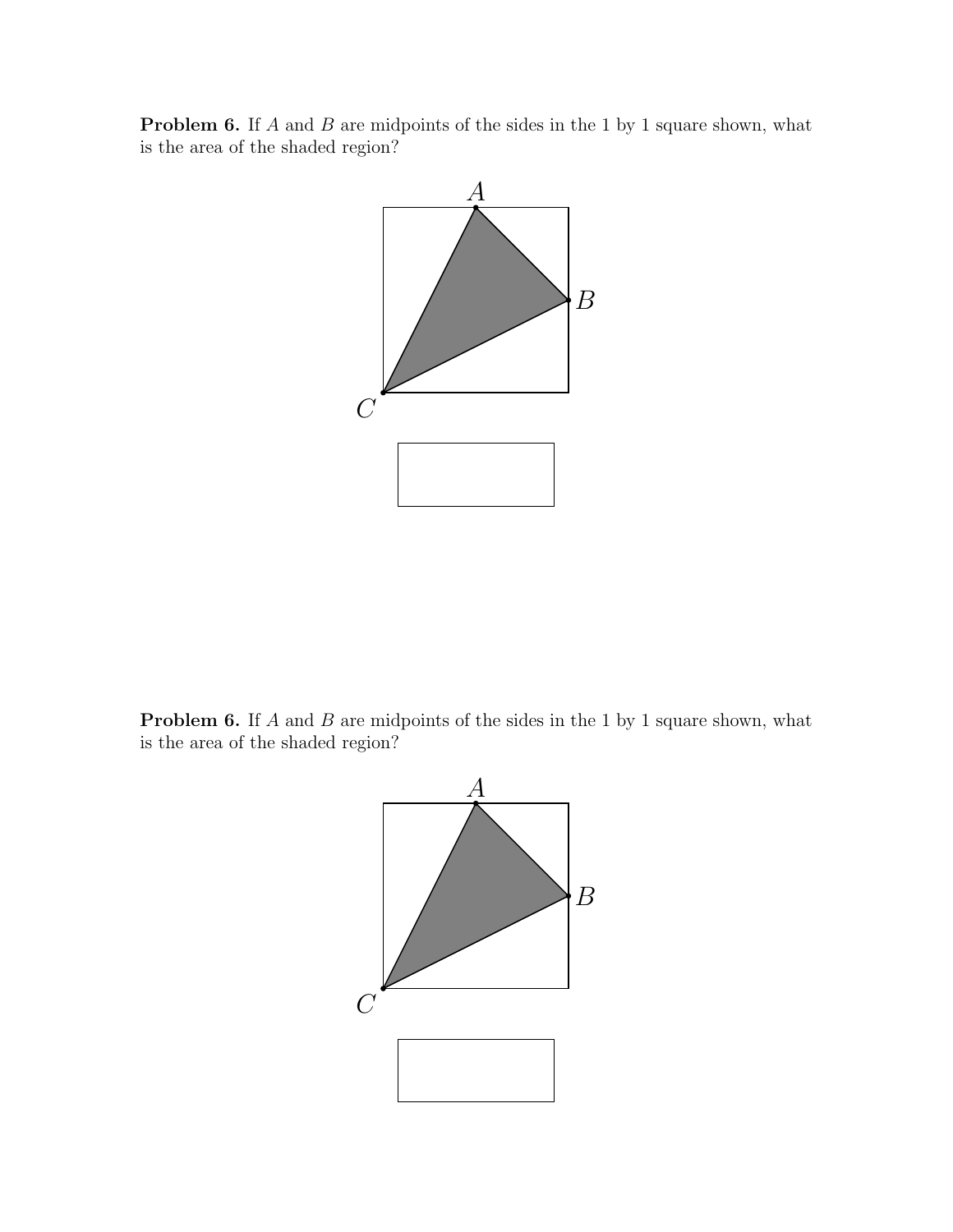**Problem 6.** If $A$ and $B$ are midpoints of the sides in the 1 by 1 square shown, what is the area of the shaded region?

A

B

C

**Problem 6.** If $A$ and $B$ are midpoints of the sides in the 1 by 1 square shown, what is the area of the shaded region?

A

B

C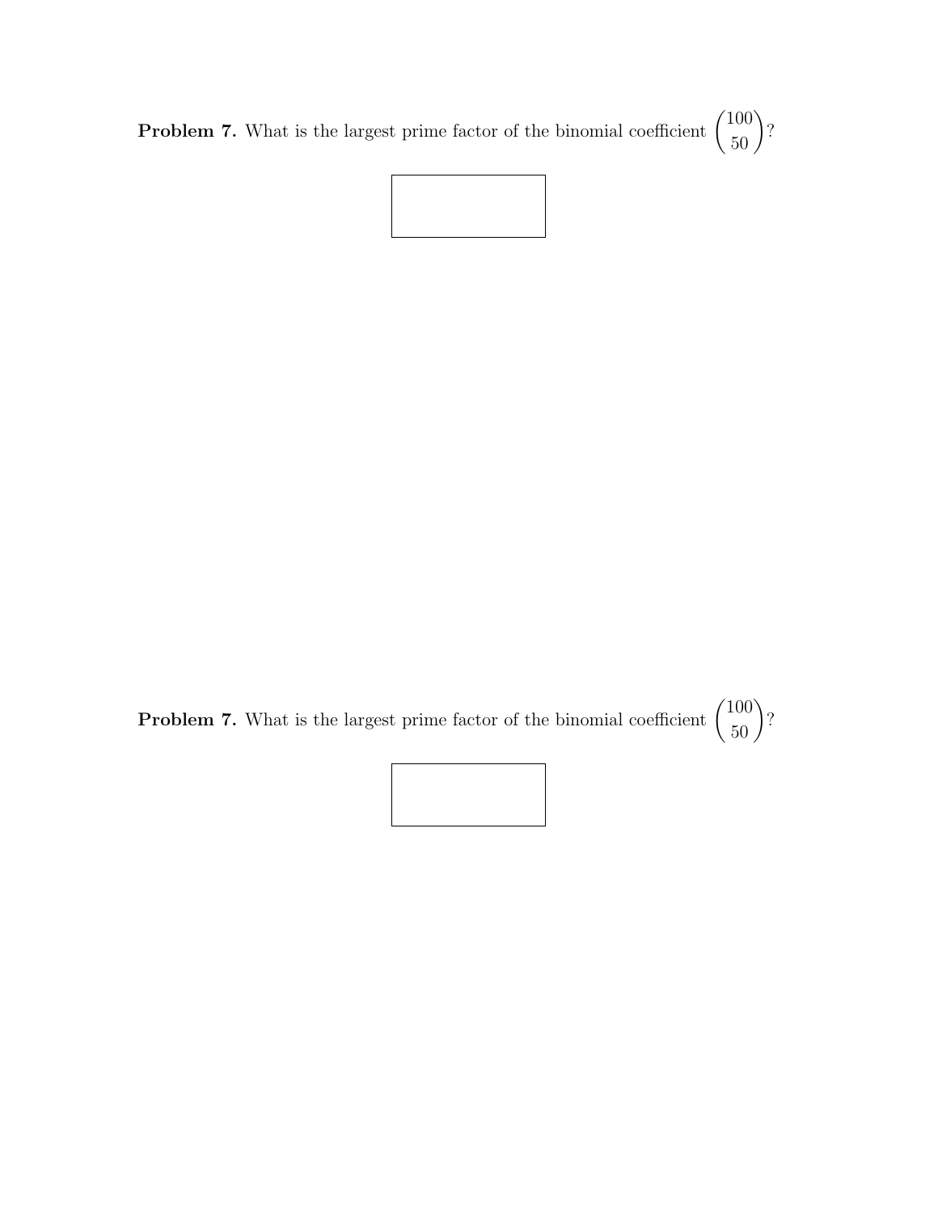**Problem 7.** What is the largest prime factor of the binomial coefficient $\binom{100}{50}$?

**Problem 7.** What is the largest prime factor of the binomial coefficient $\binom{100}{50}$?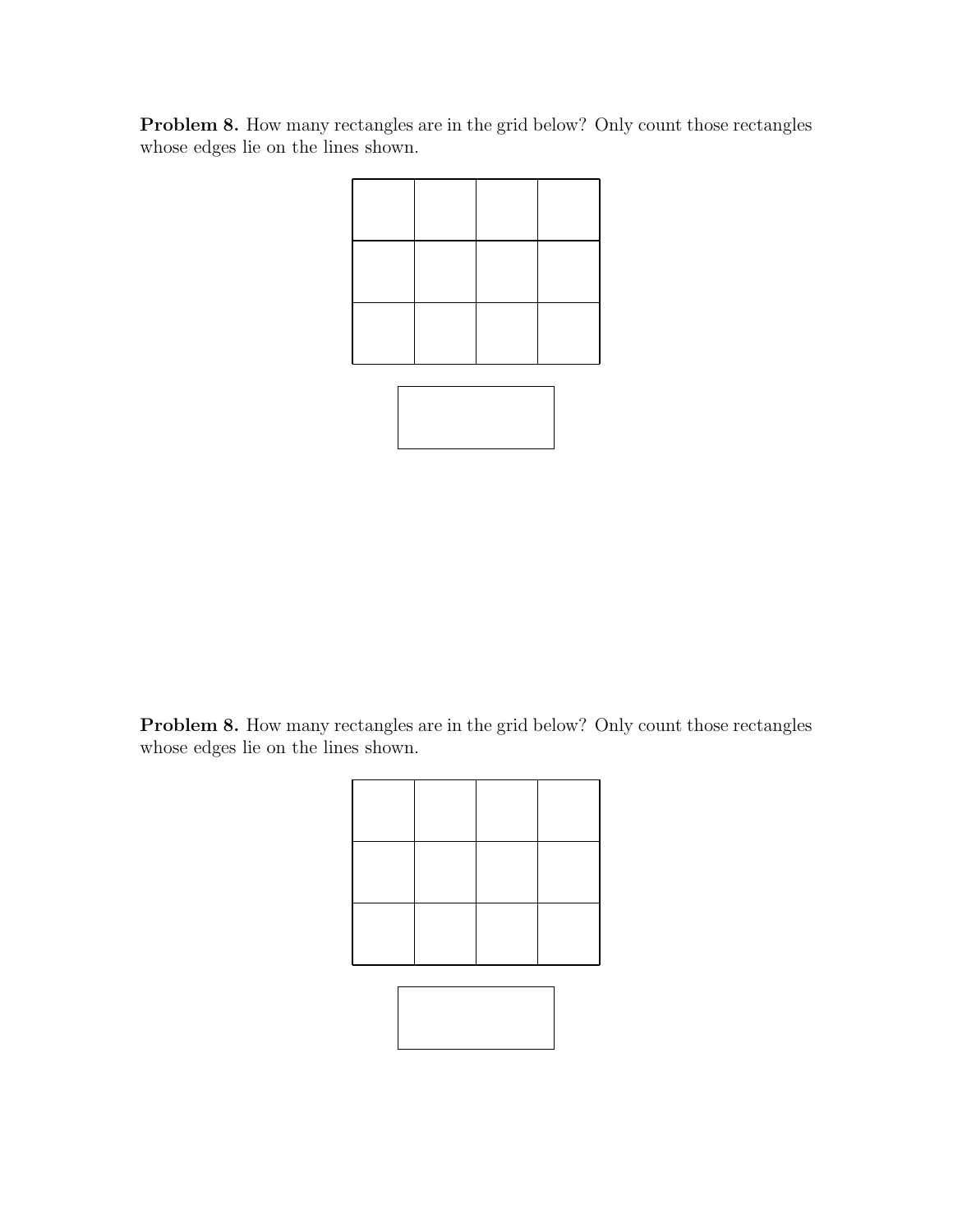**Problem 8.** How many rectangles are in the grid below? Only count those rectangles whose edges lie on the lines shown.

**Problem 8.** How many rectangles are in the grid below? Only count those rectangles whose edges lie on the lines shown.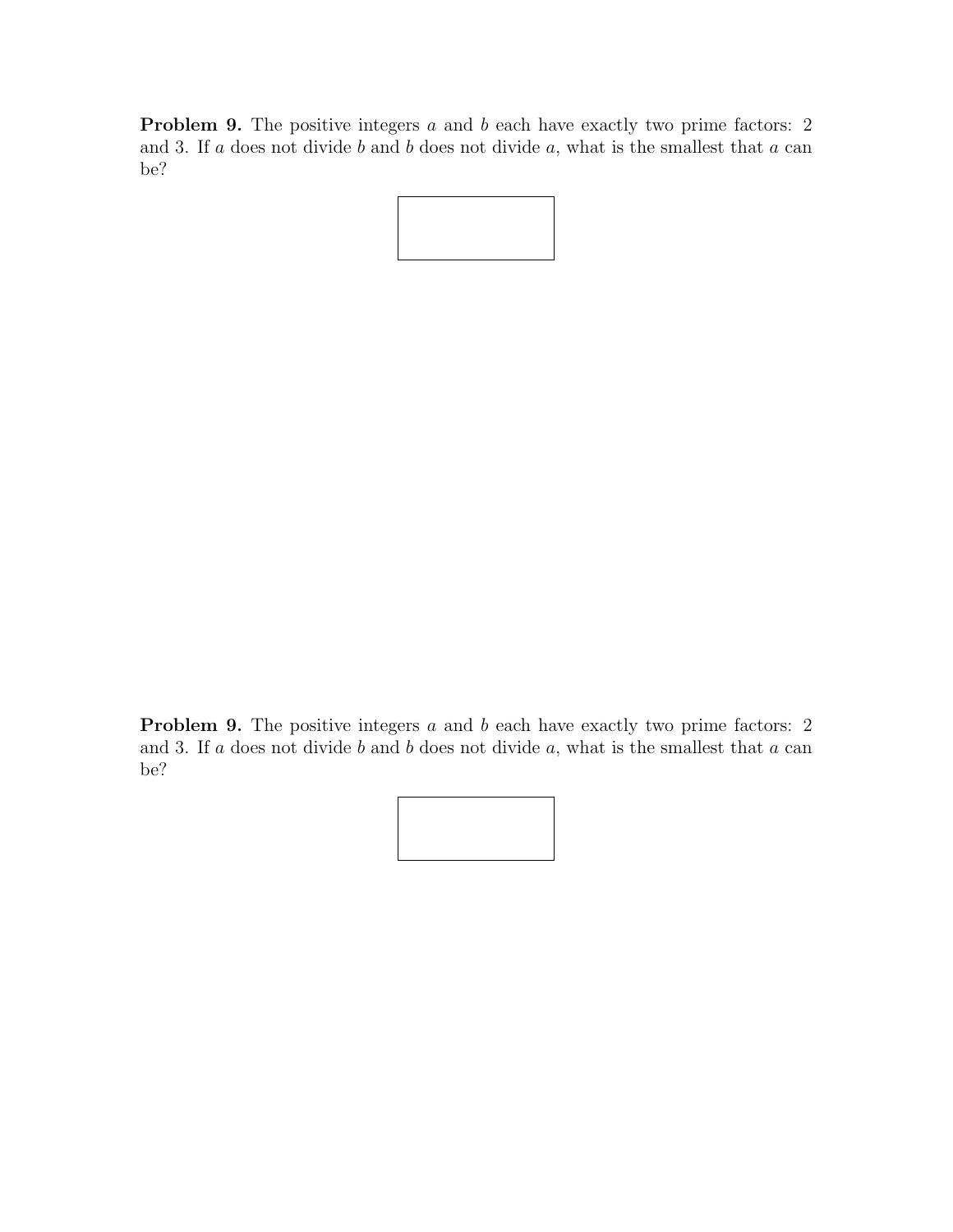**Problem 9.** The positive integers $a$ and $b$ each have exactly two prime factors: 2 and 3. If $a$ does not divide $b$ and $b$ does not divide $a$, what is the smallest that $a$ can be?

**Problem 9.** The positive integers $a$ and $b$ each have exactly two prime factors: 2 and 3. If $a$ does not divide $b$ and $b$ does not divide $a$, what is the smallest that $a$ can be?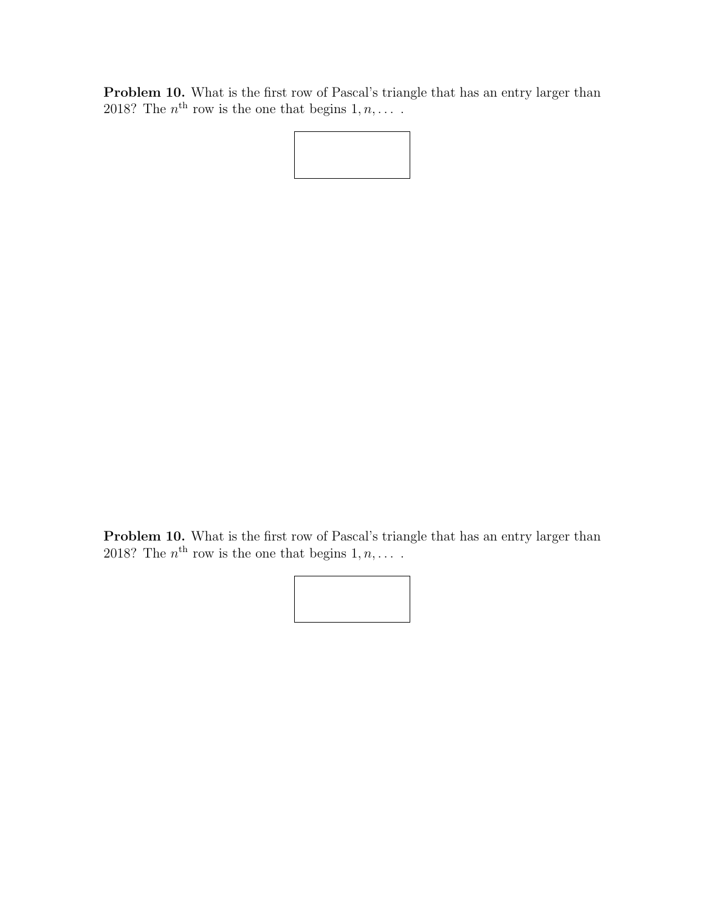**Problem 10.** What is the first row of Pascal's triangle that has an entry larger than 2018? The $n^{\text{th}}$ row is the one that begins $1, n, \dots$ .

**Problem 10.** What is the first row of Pascal's triangle that has an entry larger than 2018? The $n^{\text{th}}$ row is the one that begins $1, n, \dots$ .